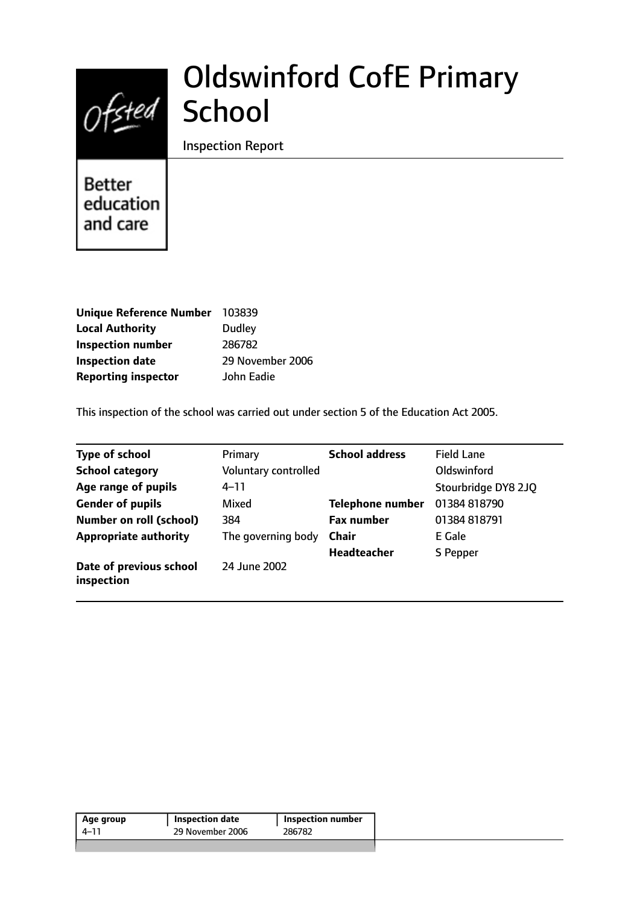# Oldswinford CofE Primary School

Inspection Report

Better education and care

| | |
|---|---|
| **Unique Reference Number** | 103839 |
| **Local Authority** | Dudley |
| **Inspection number** | 286782 |
| **Inspection date** | 29 November 2006 |
| **Reporting inspector** | John Eadie |

This inspection of the school was carried out under section 5 of the Education Act 2005.

| | | | |
|---|---|---|---|
| **Type of school** | Primary | **School address** | Field Lane |
| **School category** | Voluntary controlled | | Oldswinford |
| **Age range of pupils** | 4–11 | | Stourbridge DY8 2JQ |
| **Gender of pupils** | Mixed | **Telephone number** | 01384 818790 |
| **Number on roll (school)** | 384 | **Fax number** | 01384 818791 |
| **Appropriate authority** | The governing body | **Chair** | E Gale |
| | | **Headteacher** | S Pepper |
| **Date of previous school inspection** | 24 June 2002 | | |

| Age group | Inspection date | Inspection number |
|---|---|---|
| 4–11 | 29 November 2006 | 286782 |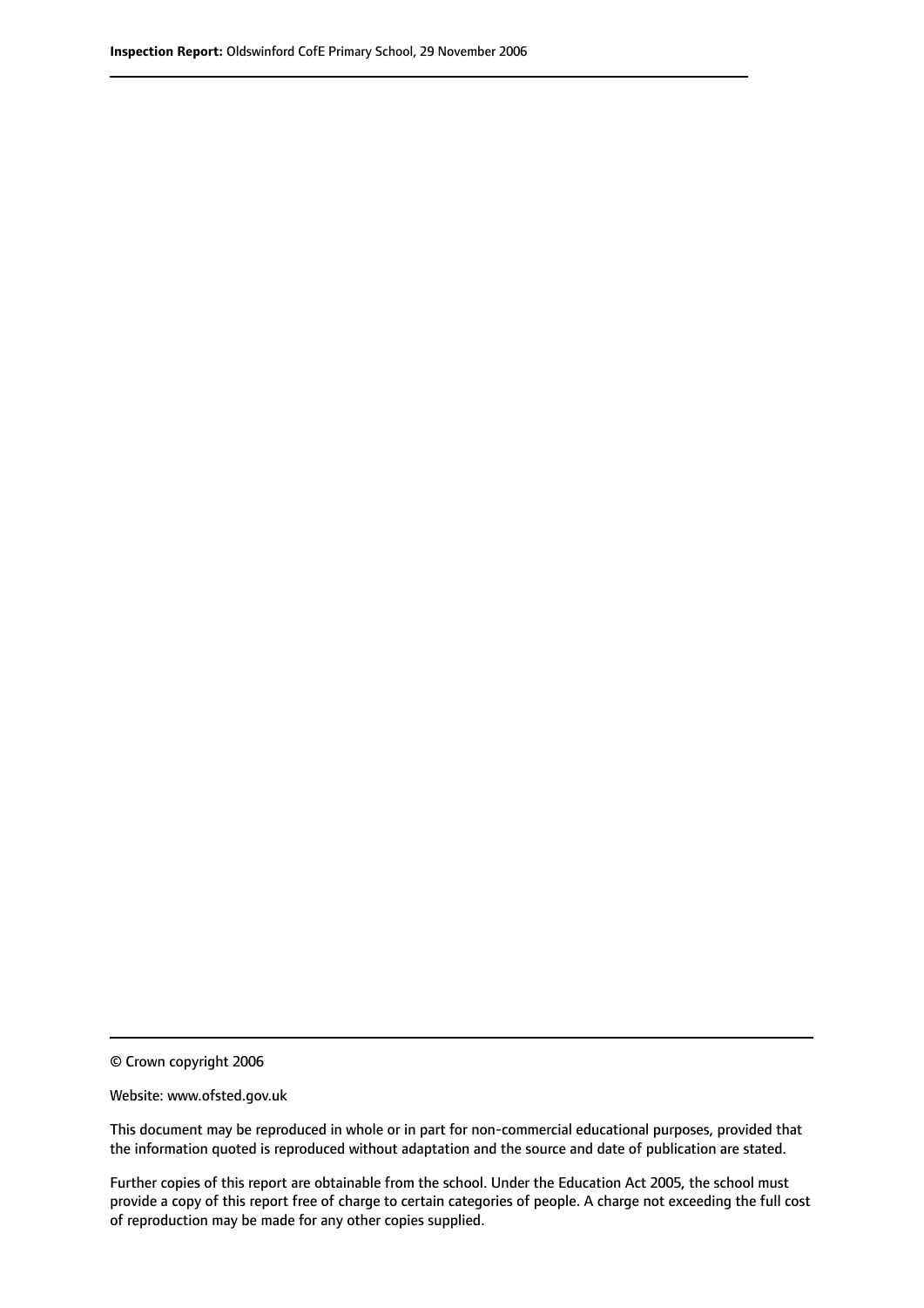© Crown copyright 2006

Website: www.ofsted.gov.uk

This document may be reproduced in whole or in part for non-commercial educational purposes, provided that the information quoted is reproduced without adaptation and the source and date of publication are stated.

Further copies of this report are obtainable from the school. Under the Education Act 2005, the school must provide a copy of this report free of charge to certain categories of people. A charge not exceeding the full cost of reproduction may be made for any other copies supplied.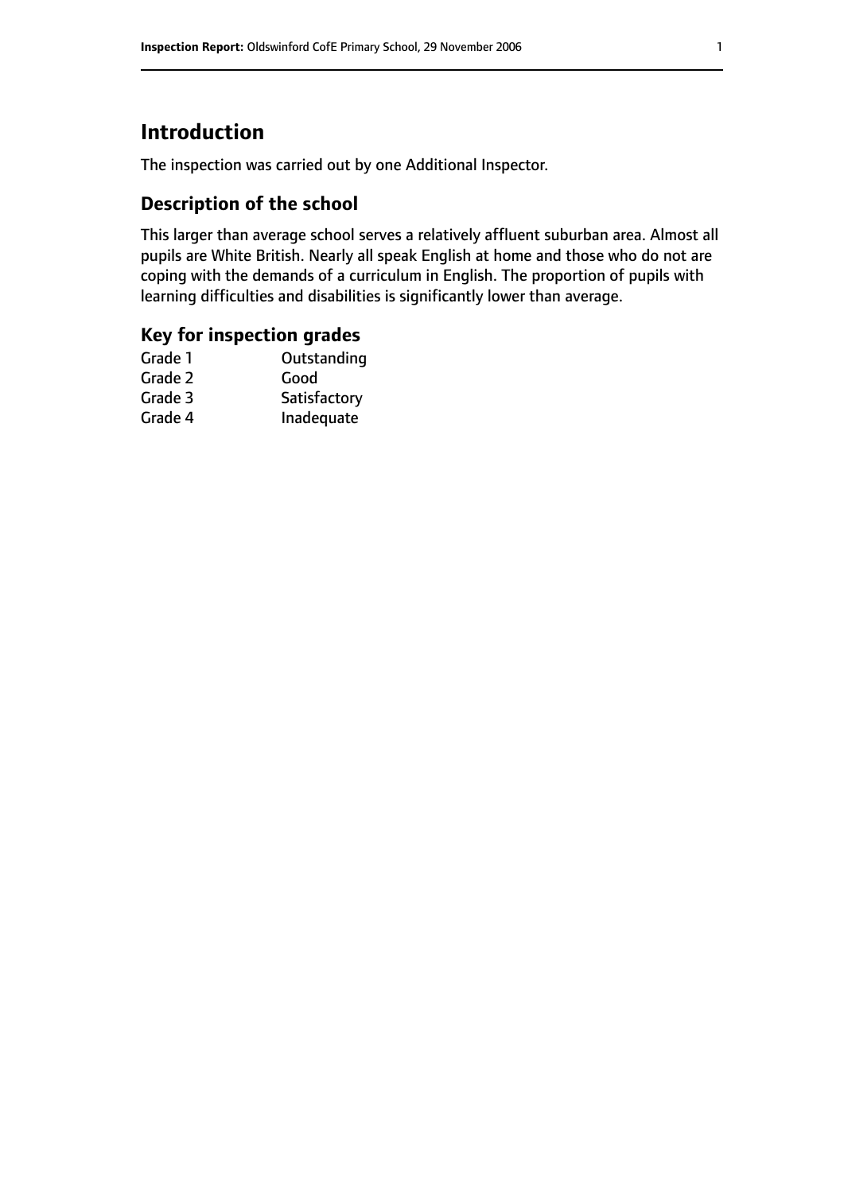# Introduction

The inspection was carried out by one Additional Inspector.

## Description of the school

This larger than average school serves a relatively affluent suburban area. Almost all pupils are White British. Nearly all speak English at home and those who do not are coping with the demands of a curriculum in English. The proportion of pupils with learning difficulties and disabilities is significantly lower than average.

## Key for inspection grades

| | |
|---|---|
| Grade 1 | Outstanding |
| Grade 2 | Good |
| Grade 3 | Satisfactory |
| Grade 4 | Inadequate |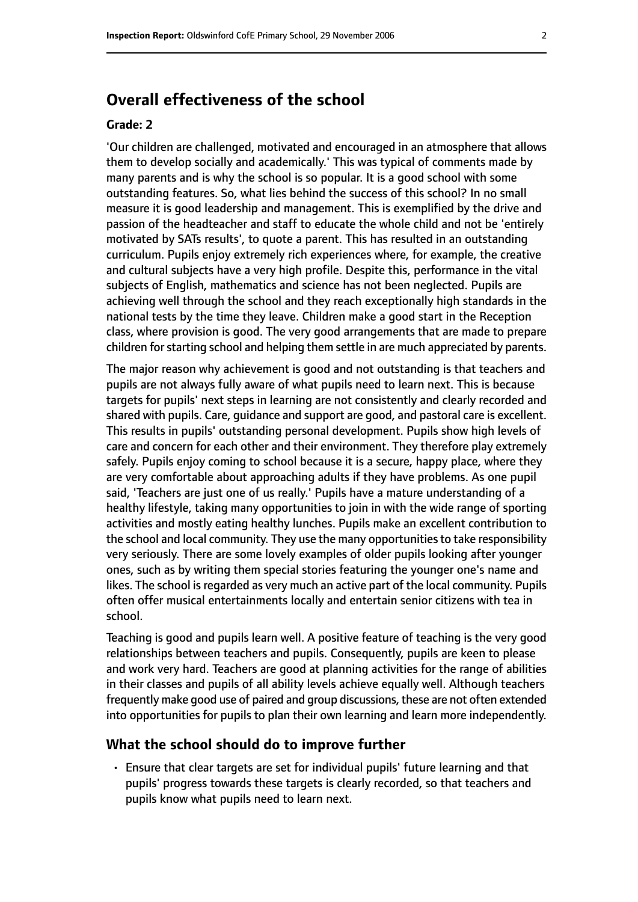## Overall effectiveness of the school

### Grade: 2

'Our children are challenged, motivated and encouraged in an atmosphere that allows them to develop socially and academically.' This was typical of comments made by many parents and is why the school is so popular. It is a good school with some outstanding features. So, what lies behind the success of this school? In no small measure it is good leadership and management. This is exemplified by the drive and passion of the headteacher and staff to educate the whole child and not be 'entirely motivated by SATs results', to quote a parent. This has resulted in an outstanding curriculum. Pupils enjoy extremely rich experiences where, for example, the creative and cultural subjects have a very high profile. Despite this, performance in the vital subjects of English, mathematics and science has not been neglected. Pupils are achieving well through the school and they reach exceptionally high standards in the national tests by the time they leave. Children make a good start in the Reception class, where provision is good. The very good arrangements that are made to prepare children for starting school and helping them settle in are much appreciated by parents.

The major reason why achievement is good and not outstanding is that teachers and pupils are not always fully aware of what pupils need to learn next. This is because targets for pupils' next steps in learning are not consistently and clearly recorded and shared with pupils. Care, guidance and support are good, and pastoral care is excellent. This results in pupils' outstanding personal development. Pupils show high levels of care and concern for each other and their environment. They therefore play extremely safely. Pupils enjoy coming to school because it is a secure, happy place, where they are very comfortable about approaching adults if they have problems. As one pupil said, 'Teachers are just one of us really.' Pupils have a mature understanding of a healthy lifestyle, taking many opportunities to join in with the wide range of sporting activities and mostly eating healthy lunches. Pupils make an excellent contribution to the school and local community. They use the many opportunities to take responsibility very seriously. There are some lovely examples of older pupils looking after younger ones, such as by writing them special stories featuring the younger one's name and likes. The school is regarded as very much an active part of the local community. Pupils often offer musical entertainments locally and entertain senior citizens with tea in school.

Teaching is good and pupils learn well. A positive feature of teaching is the very good relationships between teachers and pupils. Consequently, pupils are keen to please and work very hard. Teachers are good at planning activities for the range of abilities in their classes and pupils of all ability levels achieve equally well. Although teachers frequently make good use of paired and group discussions, these are not often extended into opportunities for pupils to plan their own learning and learn more independently.

### What the school should do to improve further

- Ensure that clear targets are set for individual pupils' future learning and that pupils' progress towards these targets is clearly recorded, so that teachers and pupils know what pupils need to learn next.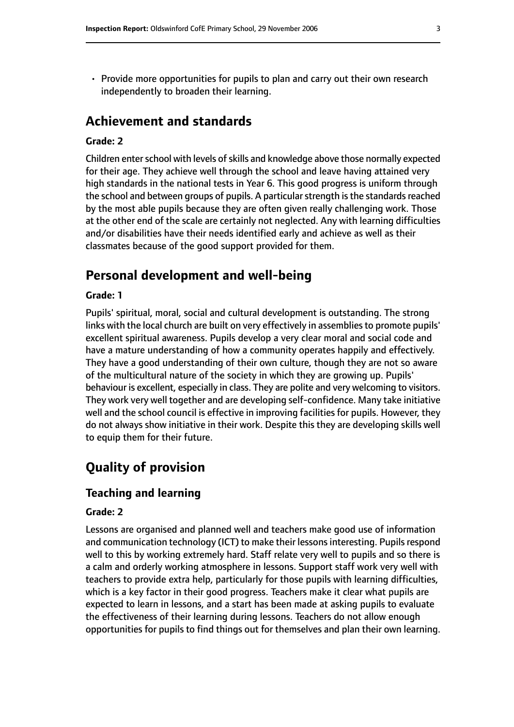- Provide more opportunities for pupils to plan and carry out their own research independently to broaden their learning.

## Achievement and standards

**Grade: 2**

Children enter school with levels of skills and knowledge above those normally expected for their age. They achieve well through the school and leave having attained very high standards in the national tests in Year 6. This good progress is uniform through the school and between groups of pupils. A particular strength is the standards reached by the most able pupils because they are often given really challenging work. Those at the other end of the scale are certainly not neglected. Any with learning difficulties and/or disabilities have their needs identified early and achieve as well as their classmates because of the good support provided for them.

## Personal development and well-being

**Grade: 1**

Pupils' spiritual, moral, social and cultural development is outstanding. The strong links with the local church are built on very effectively in assemblies to promote pupils' excellent spiritual awareness. Pupils develop a very clear moral and social code and have a mature understanding of how a community operates happily and effectively. They have a good understanding of their own culture, though they are not so aware of the multicultural nature of the society in which they are growing up. Pupils' behaviour is excellent, especially in class. They are polite and very welcoming to visitors. They work very well together and are developing self-confidence. Many take initiative well and the school council is effective in improving facilities for pupils. However, they do not always show initiative in their work. Despite this they are developing skills well to equip them for their future.

## Quality of provision

### Teaching and learning

**Grade: 2**

Lessons are organised and planned well and teachers make good use of information and communication technology (ICT) to make their lessons interesting. Pupils respond well to this by working extremely hard. Staff relate very well to pupils and so there is a calm and orderly working atmosphere in lessons. Support staff work very well with teachers to provide extra help, particularly for those pupils with learning difficulties, which is a key factor in their good progress. Teachers make it clear what pupils are expected to learn in lessons, and a start has been made at asking pupils to evaluate the effectiveness of their learning during lessons. Teachers do not allow enough opportunities for pupils to find things out for themselves and plan their own learning.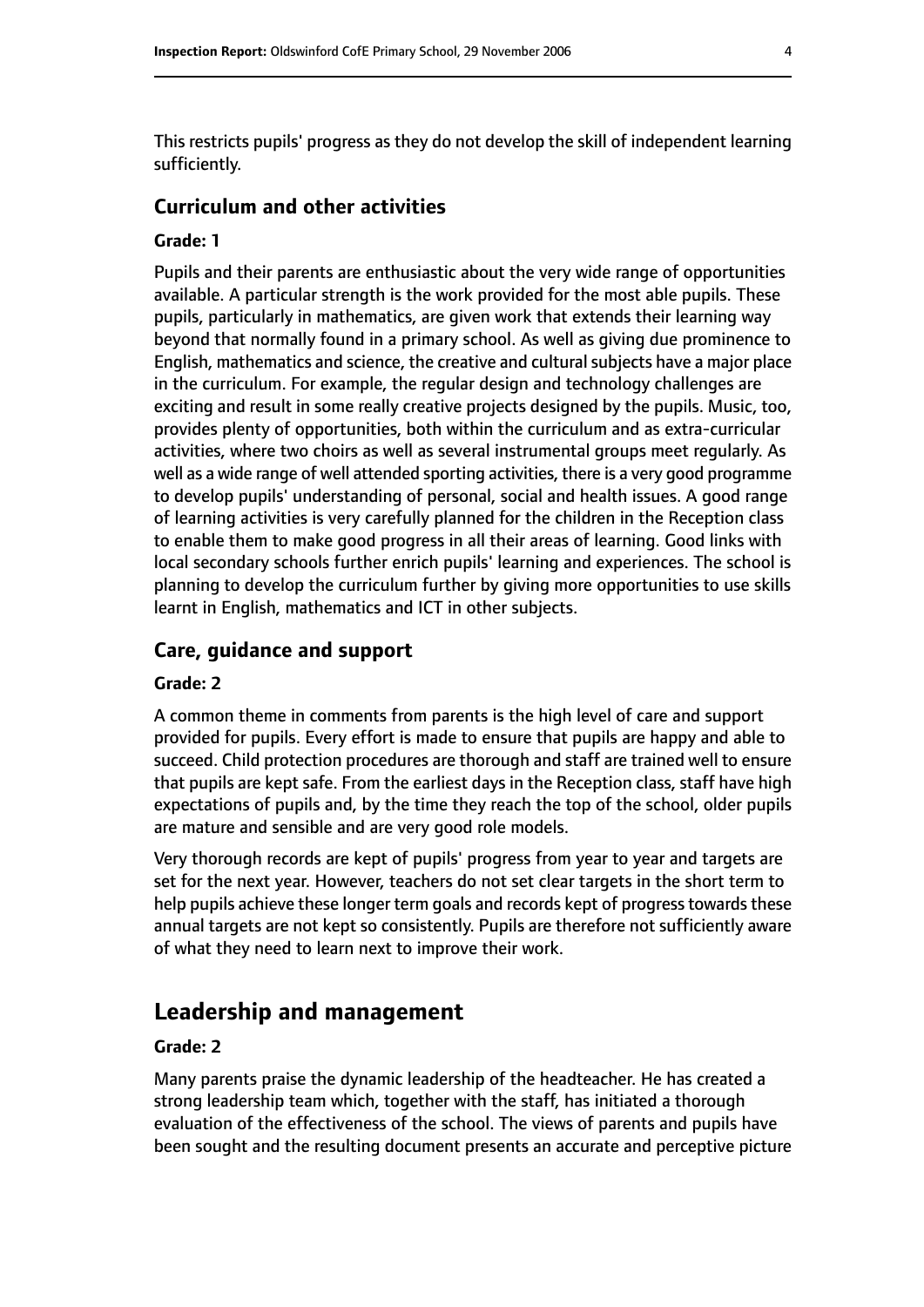This restricts pupils' progress as they do not develop the skill of independent learning sufficiently.

### Curriculum and other activities

#### Grade: 1

Pupils and their parents are enthusiastic about the very wide range of opportunities available. A particular strength is the work provided for the most able pupils. These pupils, particularly in mathematics, are given work that extends their learning way beyond that normally found in a primary school. As well as giving due prominence to English, mathematics and science, the creative and cultural subjects have a major place in the curriculum. For example, the regular design and technology challenges are exciting and result in some really creative projects designed by the pupils. Music, too, provides plenty of opportunities, both within the curriculum and as extra-curricular activities, where two choirs as well as several instrumental groups meet regularly. As well as a wide range of well attended sporting activities, there is a very good programme to develop pupils' understanding of personal, social and health issues. A good range of learning activities is very carefully planned for the children in the Reception class to enable them to make good progress in all their areas of learning. Good links with local secondary schools further enrich pupils' learning and experiences. The school is planning to develop the curriculum further by giving more opportunities to use skills learnt in English, mathematics and ICT in other subjects.

### Care, guidance and support

#### Grade: 2

A common theme in comments from parents is the high level of care and support provided for pupils. Every effort is made to ensure that pupils are happy and able to succeed. Child protection procedures are thorough and staff are trained well to ensure that pupils are kept safe. From the earliest days in the Reception class, staff have high expectations of pupils and, by the time they reach the top of the school, older pupils are mature and sensible and are very good role models.

Very thorough records are kept of pupils' progress from year to year and targets are set for the next year. However, teachers do not set clear targets in the short term to help pupils achieve these longer term goals and records kept of progress towards these annual targets are not kept so consistently. Pupils are therefore not sufficiently aware of what they need to learn next to improve their work.

## Leadership and management

#### Grade: 2

Many parents praise the dynamic leadership of the headteacher. He has created a strong leadership team which, together with the staff, has initiated a thorough evaluation of the effectiveness of the school. The views of parents and pupils have been sought and the resulting document presents an accurate and perceptive picture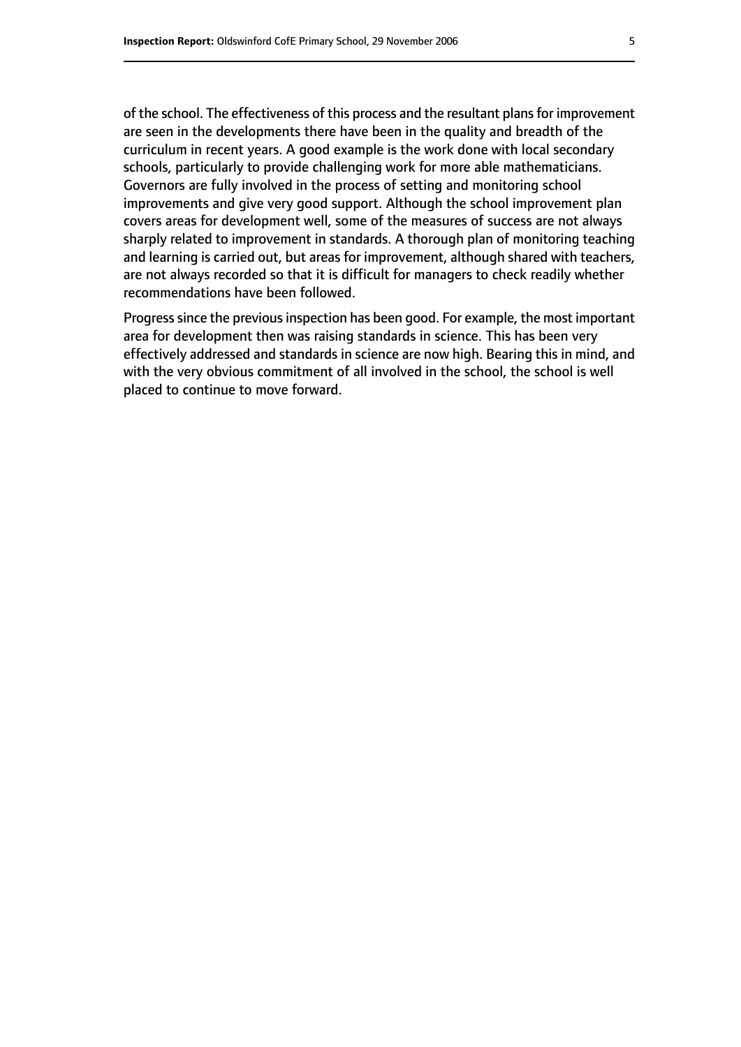of the school. The effectiveness of this process and the resultant plans for improvement are seen in the developments there have been in the quality and breadth of the curriculum in recent years. A good example is the work done with local secondary schools, particularly to provide challenging work for more able mathematicians. Governors are fully involved in the process of setting and monitoring school improvements and give very good support. Although the school improvement plan covers areas for development well, some of the measures of success are not always sharply related to improvement in standards. A thorough plan of monitoring teaching and learning is carried out, but areas for improvement, although shared with teachers, are not always recorded so that it is difficult for managers to check readily whether recommendations have been followed.

Progress since the previous inspection has been good. For example, the most important area for development then was raising standards in science. This has been very effectively addressed and standards in science are now high. Bearing this in mind, and with the very obvious commitment of all involved in the school, the school is well placed to continue to move forward.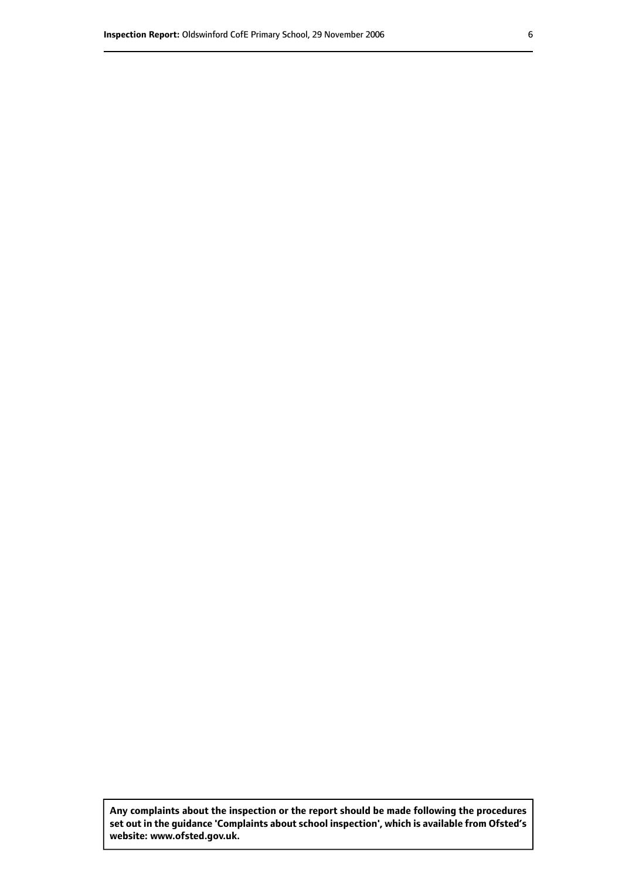**Any complaints about the inspection or the report should be made following the procedures set out in the guidance 'Complaints about school inspection', which is available from Ofsted's website: www.ofsted.gov.uk.**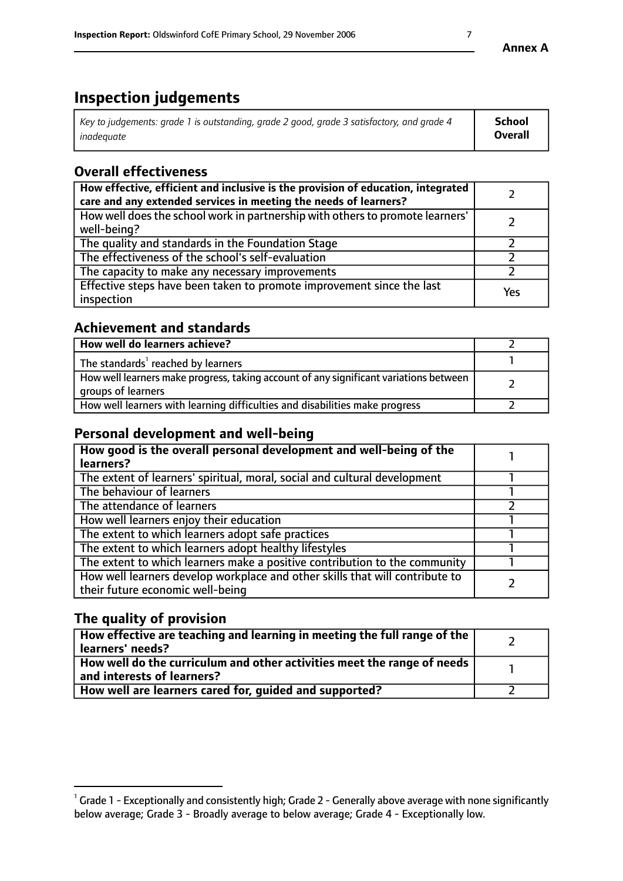# Inspection judgements

| *Key to judgements: grade 1 is outstanding, grade 2 good, grade 3 satisfactory, and grade 4 inadequate* | **School Overall** |
|---|---|

## Overall effectiveness

| | |
|---|---|
| **How effective, efficient and inclusive is the provision of education, integrated care and any extended services in meeting the needs of learners?** | 2 |
| How well does the school work in partnership with others to promote learners' well-being? | 2 |
| The quality and standards in the Foundation Stage | 2 |
| The effectiveness of the school's self-evaluation | 2 |
| The capacity to make any necessary improvements | 2 |
| Effective steps have been taken to promote improvement since the last inspection | Yes |

## Achievement and standards

| | |
|---|---|
| **How well do learners achieve?** | 2 |
| The standards[1] reached by learners | 1 |
| How well learners make progress, taking account of any significant variations between groups of learners | 2 |
| How well learners with learning difficulties and disabilities make progress | 2 |

## Personal development and well-being

| | |
|---|---|
| **How good is the overall personal development and well-being of the learners?** | 1 |
| The extent of learners' spiritual, moral, social and cultural development | 1 |
| The behaviour of learners | 1 |
| The attendance of learners | 2 |
| How well learners enjoy their education | 1 |
| The extent to which learners adopt safe practices | 1 |
| The extent to which learners adopt healthy lifestyles | 1 |
| The extent to which learners make a positive contribution to the community | 1 |
| How well learners develop workplace and other skills that will contribute to their future economic well-being | 2 |

## The quality of provision

| | |
|---|---|
| **How effective are teaching and learning in meeting the full range of the learners' needs?** | 2 |
| **How well do the curriculum and other activities meet the range of needs and interests of learners?** | 1 |
| **How well are learners cared for, guided and supported?** | 2 |

[1] Grade 1 - Exceptionally and consistently high; Grade 2 - Generally above average with none significantly below average; Grade 3 - Broadly average to below average; Grade 4 - Exceptionally low.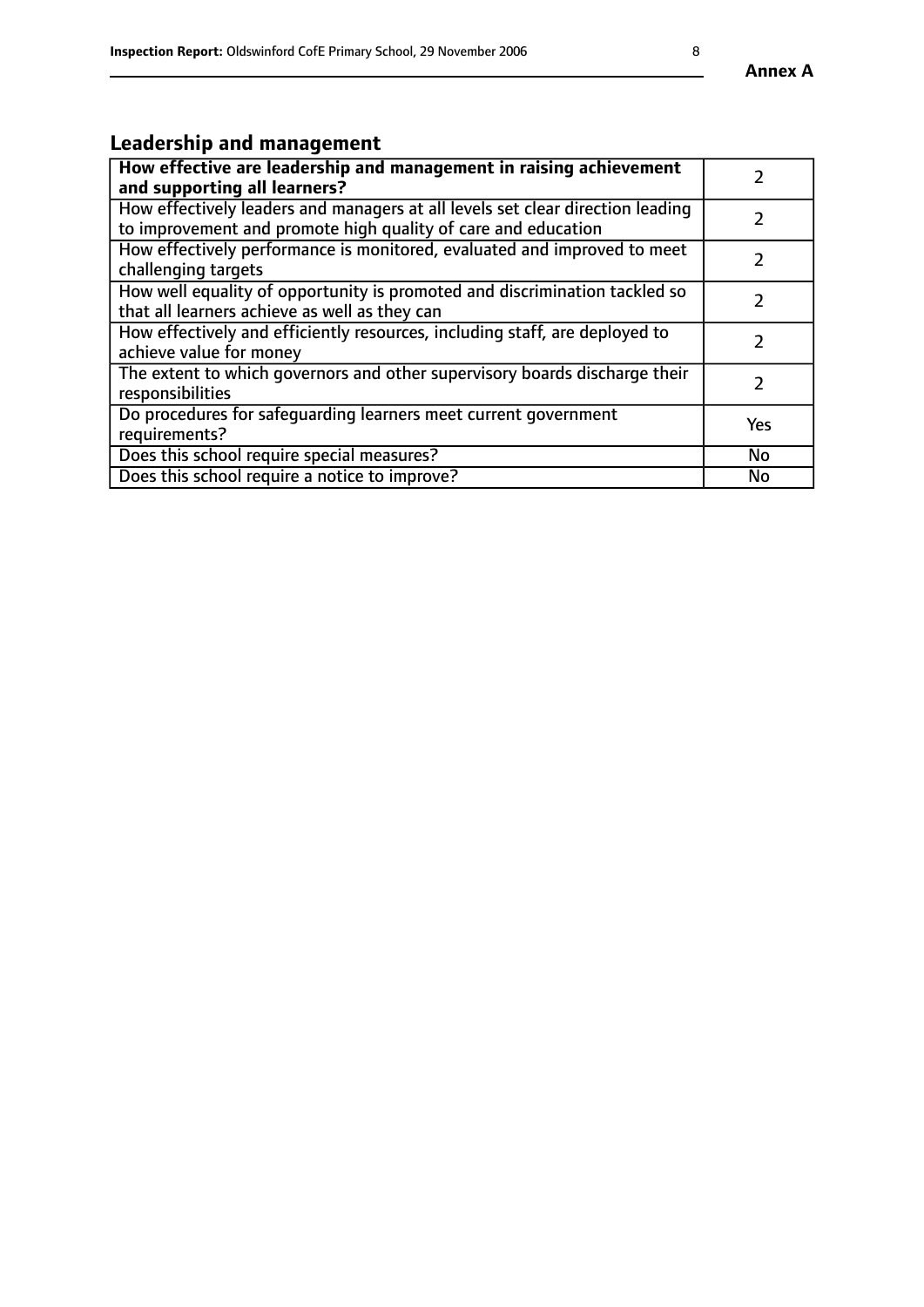## Leadership and management

| **How effective are leadership and management in raising achievement and supporting all learners?** | 2 |
|---|---|
| How effectively leaders and managers at all levels set clear direction leading to improvement and promote high quality of care and education | 2 |
| How effectively performance is monitored, evaluated and improved to meet challenging targets | 2 |
| How well equality of opportunity is promoted and discrimination tackled so that all learners achieve as well as they can | 2 |
| How effectively and efficiently resources, including staff, are deployed to achieve value for money | 2 |
| The extent to which governors and other supervisory boards discharge their responsibilities | 2 |
| Do procedures for safeguarding learners meet current government requirements? | Yes |
| Does this school require special measures? | No |
| Does this school require a notice to improve? | No |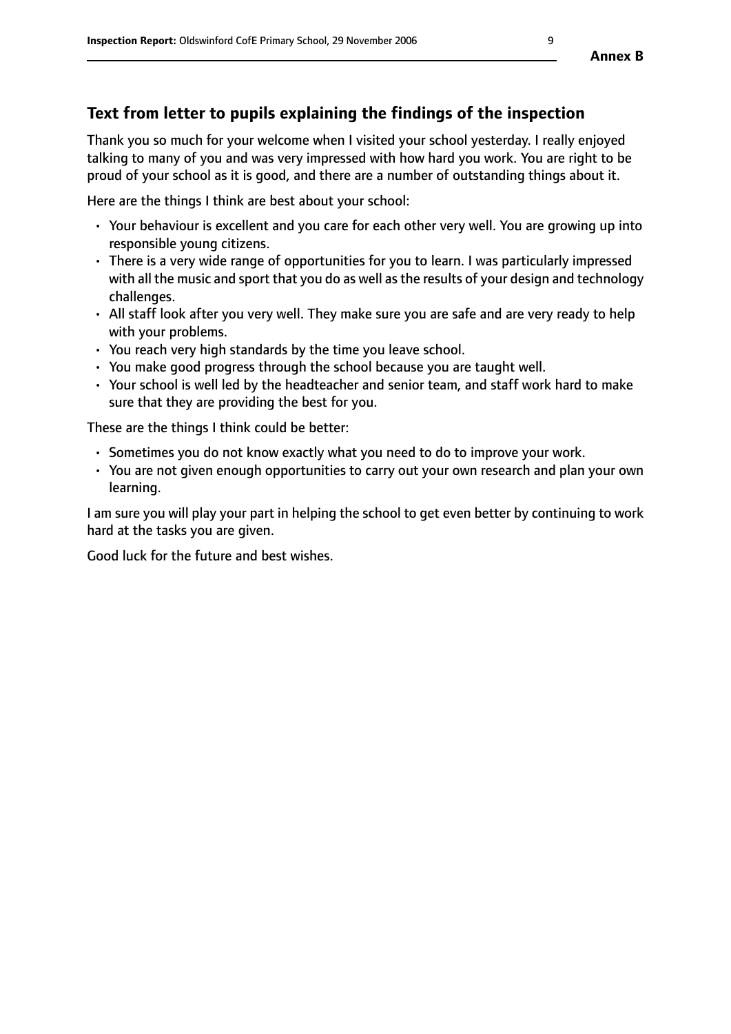## Text from letter to pupils explaining the findings of the inspection

Thank you so much for your welcome when I visited your school yesterday. I really enjoyed talking to many of you and was very impressed with how hard you work. You are right to be proud of your school as it is good, and there are a number of outstanding things about it.

Here are the things I think are best about your school:

- Your behaviour is excellent and you care for each other very well. You are growing up into responsible young citizens.
- There is a very wide range of opportunities for you to learn. I was particularly impressed with all the music and sport that you do as well as the results of your design and technology challenges.
- All staff look after you very well. They make sure you are safe and are very ready to help with your problems.
- You reach very high standards by the time you leave school.
- You make good progress through the school because you are taught well.
- Your school is well led by the headteacher and senior team, and staff work hard to make sure that they are providing the best for you.

These are the things I think could be better:

- Sometimes you do not know exactly what you need to do to improve your work.
- You are not given enough opportunities to carry out your own research and plan your own learning.

I am sure you will play your part in helping the school to get even better by continuing to work hard at the tasks you are given.

Good luck for the future and best wishes.